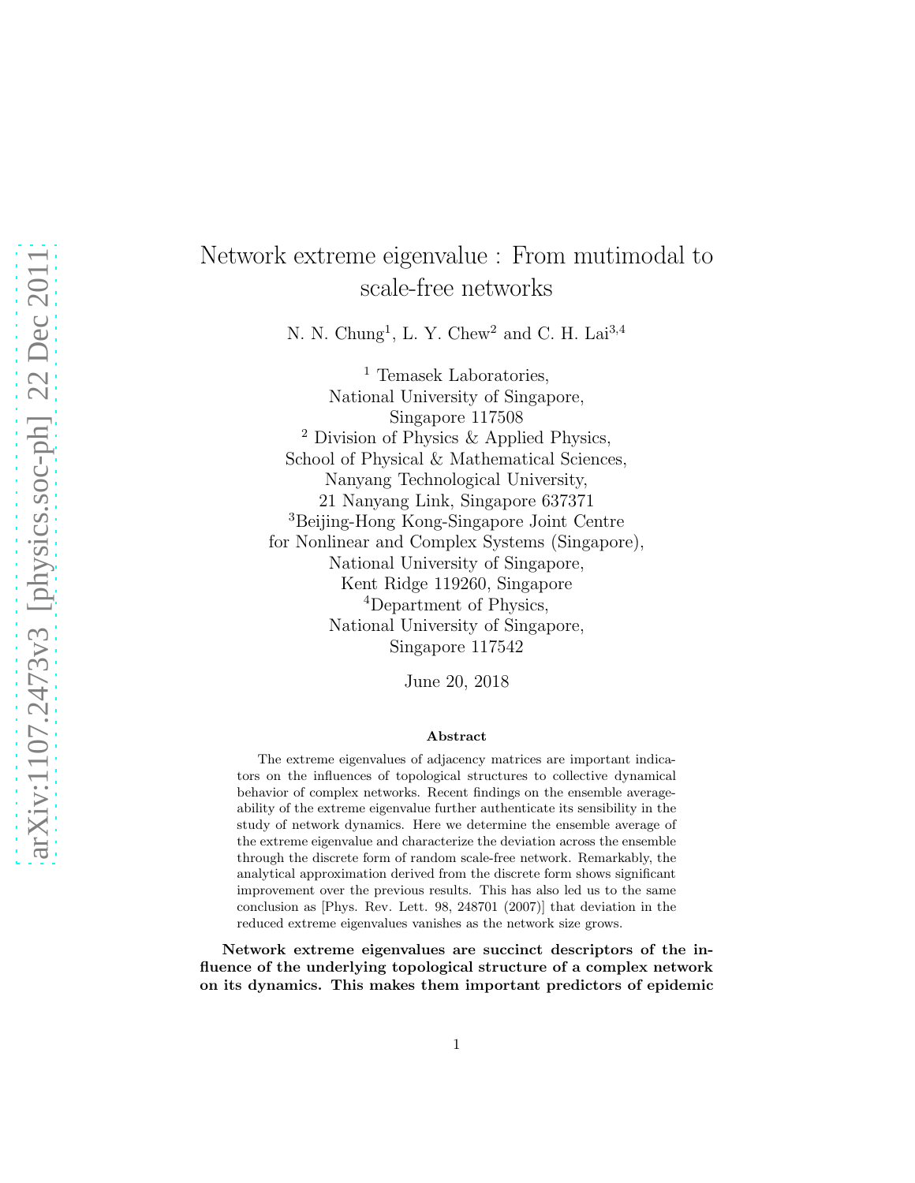# Network extreme eigenvalue : From mutimodal to scale-free networks

N. N. Chung[1], L. Y. Chew[2] and C. H. Lai[3,4]

[1] Temasek Laboratories,
National University of Singapore,
Singapore 117508

[2] Division of Physics & Applied Physics,
School of Physical & Mathematical Sciences,
Nanyang Technological University,
21 Nanyang Link, Singapore 637371

[3]Beijing-Hong Kong-Singapore Joint Centre
for Nonlinear and Complex Systems (Singapore),
National University of Singapore,
Kent Ridge 119260, Singapore

[4]Department of Physics,
National University of Singapore,
Singapore 117542

June 20, 2018

### Abstract

The extreme eigenvalues of adjacency matrices are important indicators on the influences of topological structures to collective dynamical behavior of complex networks. Recent findings on the ensemble averageability of the extreme eigenvalue further authenticate its sensibility in the study of network dynamics. Here we determine the ensemble average of the extreme eigenvalue and characterize the deviation across the ensemble through the discrete form of random scale-free network. Remarkably, the analytical approximation derived from the discrete form shows significant improvement over the previous results. This has also led us to the same conclusion as [Phys. Rev. Lett. 98, 248701 (2007)] that deviation in the reduced extreme eigenvalues vanishes as the network size grows.

**Network extreme eigenvalues are succinct descriptors of the influence of the underlying topological structure of a complex network on its dynamics. This makes them important predictors of epidemic**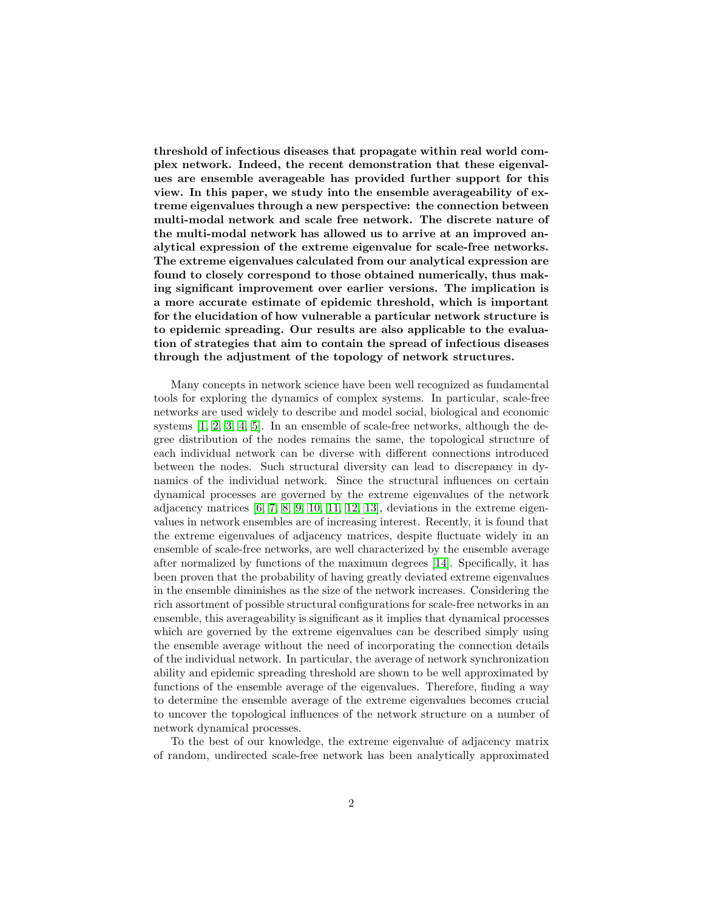**threshold of infectious diseases that propagate within real world complex network. Indeed, the recent demonstration that these eigenvalues are ensemble averageable has provided further support for this view. In this paper, we study into the ensemble averageability of extreme eigenvalues through a new perspective: the connection between multi-modal network and scale free network. The discrete nature of the multi-modal network has allowed us to arrive at an improved analytical expression of the extreme eigenvalue for scale-free networks. The extreme eigenvalues calculated from our analytical expression are found to closely correspond to those obtained numerically, thus making significant improvement over earlier versions. The implication is a more accurate estimate of epidemic threshold, which is important for the elucidation of how vulnerable a particular network structure is to epidemic spreading. Our results are also applicable to the evaluation of strategies that aim to contain the spread of infectious diseases through the adjustment of the topology of network structures.**

Many concepts in network science have been well recognized as fundamental tools for exploring the dynamics of complex systems. In particular, scale-free networks are used widely to describe and model social, biological and economic systems [1, 2, 3, 4, 5]. In an ensemble of scale-free networks, although the degree distribution of the nodes remains the same, the topological structure of each individual network can be diverse with different connections introduced between the nodes. Such structural diversity can lead to discrepancy in dynamics of the individual network. Since the structural influences on certain dynamical processes are governed by the extreme eigenvalues of the network adjacency matrices [6, 7, 8, 9, 10, 11, 12, 13], deviations in the extreme eigenvalues in network ensembles are of increasing interest. Recently, it is found that the extreme eigenvalues of adjacency matrices, despite fluctuate widely in an ensemble of scale-free networks, are well characterized by the ensemble average after normalized by functions of the maximum degrees [14]. Specifically, it has been proven that the probability of having greatly deviated extreme eigenvalues in the ensemble diminishes as the size of the network increases. Considering the rich assortment of possible structural configurations for scale-free networks in an ensemble, this averageability is significant as it implies that dynamical processes which are governed by the extreme eigenvalues can be described simply using the ensemble average without the need of incorporating the connection details of the individual network. In particular, the average of network synchronization ability and epidemic spreading threshold are shown to be well approximated by functions of the ensemble average of the eigenvalues. Therefore, finding a way to determine the ensemble average of the extreme eigenvalues becomes crucial to uncover the topological influences of the network structure on a number of network dynamical processes.

To the best of our knowledge, the extreme eigenvalue of adjacency matrix of random, undirected scale-free network has been analytically approximated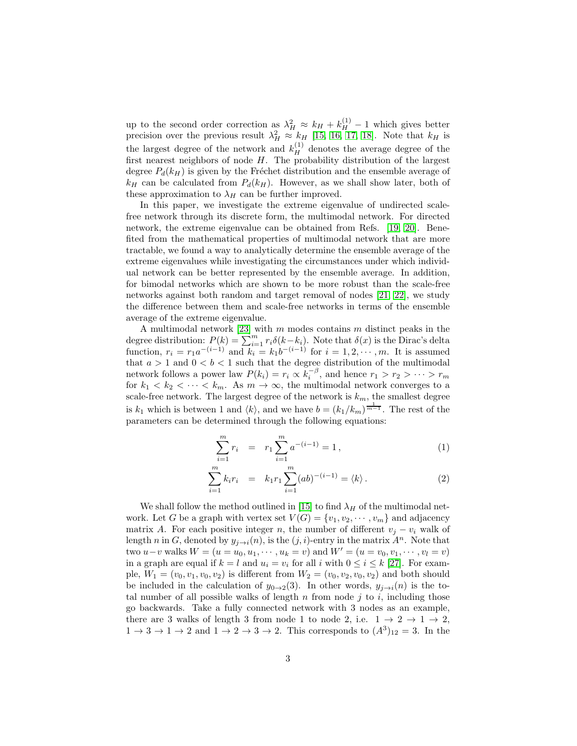up to the second order correction as $\lambda_H^2 \approx k_H + k_H^{(1)} - 1$ which gives better precision over the previous result $\lambda_H^2 \approx k_H$ [15, 16, 17, 18]. Note that $k_H$ is the largest degree of the network and $k_H^{(1)}$ denotes the average degree of the first nearest neighbors of node $H$. The probability distribution of the largest degree $P_d(k_H)$ is given by the Fréchet distribution and the ensemble average of $k_H$ can be calculated from $P_d(k_H)$. However, as we shall show later, both of these approximation to $\lambda_H$ can be further improved.

In this paper, we investigate the extreme eigenvalue of undirected scale-free network through its discrete form, the multimodal network. For directed network, the extreme eigenvalue can be obtained from Refs. [19, 20]. Benefited from the mathematical properties of multimodal network that are more tractable, we found a way to analytically determine the ensemble average of the extreme eigenvalues while investigating the circumstances under which individual network can be better represented by the ensemble average. In addition, for bimodal networks which are shown to be more robust than the scale-free networks against both random and target removal of nodes [21, 22], we study the difference between them and scale-free networks in terms of the ensemble average of the extreme eigenvalue.

A multimodal network [23] with $m$ modes contains $m$ distinct peaks in the degree distribution: $P(k) = \sum_{i=1}^{m} r_i \delta(k - k_i)$. Note that $\delta(x)$ is the Dirac's delta function, $r_i = r_1 a^{-(i-1)}$ and $k_i = k_1 b^{-(i-1)}$ for $i = 1, 2, \cdots, m$. It is assumed that $a > 1$ and $0 < b < 1$ such that the degree distribution of the multimodal network follows a power law $P(k_i) = r_i \propto k_i^{-\beta}$, and hence $r_1 > r_2 > \cdots > r_m$ for $k_1 < k_2 < \cdots < k_m$. As $m \to \infty$, the multimodal network converges to a scale-free network. The largest degree of the network is $k_m$, the smallest degree is $k_1$ which is between 1 and $\langle k \rangle$, and we have $b = (k_1/k_m)^{\frac{1}{m-1}}$. The rest of the parameters can be determined through the following equations:

$$\sum_{i=1}^{m} r_i = r_1 \sum_{i=1}^{m} a^{-(i-1)} = 1\,, \tag{1}$$

$$\sum_{i=1}^{m} k_i r_i = k_1 r_1 \sum_{i=1}^{m} (ab)^{-(i-1)} = \langle k \rangle\,. \tag{2}$$

We shall follow the method outlined in [15] to find $\lambda_H$ of the multimodal network. Let $G$ be a graph with vertex set $V(G) = \{v_1, v_2, \cdots, v_m\}$ and adjacency matrix $A$. For each positive integer $n$, the number of different $v_j - v_i$ walk of length $n$ in $G$, denoted by $y_{j \to i}(n)$, is the $(j, i)$-entry in the matrix $A^n$. Note that two $u-v$ walks $W = (u = u_0, u_1, \cdots, u_k = v)$ and $W' = (u = v_0, v_1, \cdots, v_l = v)$ in a graph are equal if $k = l$ and $u_i = v_i$ for all $i$ with $0 \leq i \leq k$ [27]. For example, $W_1 = (v_0, v_1, v_0, v_2)$ is different from $W_2 = (v_0, v_2, v_0, v_2)$ and both should be included in the calculation of $y_{0 \to 2}(3)$. In other words, $y_{j \to i}(n)$ is the total number of all possible walks of length $n$ from node $j$ to $i$, including those go backwards. Take a fully connected network with 3 nodes as an example, there are 3 walks of length 3 from node 1 to node 2, i.e. $1 \to 2 \to 1 \to 2$, $1 \to 3 \to 1 \to 2$ and $1 \to 2 \to 3 \to 2$. This corresponds to $(A^3)_{12} = 3$. In the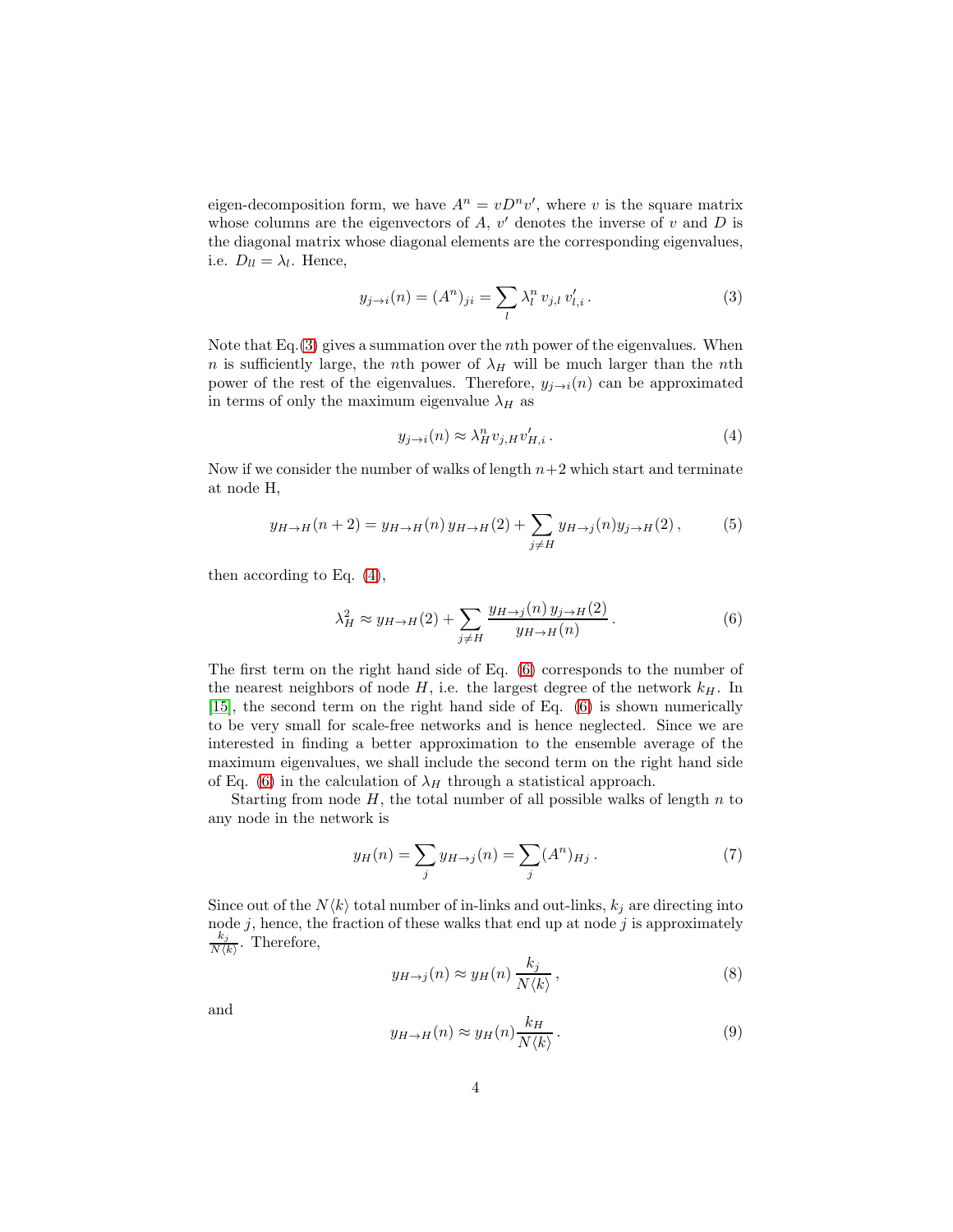eigen-decomposition form, we have $A^n = vD^n v'$, where $v$ is the square matrix whose columns are the eigenvectors of $A$, $v'$ denotes the inverse of $v$ and $D$ is the diagonal matrix whose diagonal elements are the corresponding eigenvalues, i.e. $D_{ll} = \lambda_l$. Hence,

$$y_{j\to i}(n) = (A^n)_{ji} = \sum_l \lambda_l^n \, v_{j,l} \, v'_{l,i} \,. \tag{3}$$

Note that Eq.(3) gives a summation over the $n$th power of the eigenvalues. When $n$ is sufficiently large, the $n$th power of $\lambda_H$ will be much larger than the $n$th power of the rest of the eigenvalues. Therefore, $y_{j\to i}(n)$ can be approximated in terms of only the maximum eigenvalue $\lambda_H$ as

$$y_{j\to i}(n) \approx \lambda_H^n v_{j,H} v'_{H,i} \,. \tag{4}$$

Now if we consider the number of walks of length $n+2$ which start and terminate at node H,

$$y_{H\to H}(n+2) = y_{H\to H}(n) \, y_{H\to H}(2) + \sum_{j\neq H} y_{H\to j}(n) y_{j\to H}(2) \,, \tag{5}$$

then according to Eq. (4),

$$\lambda_H^2 \approx y_{H\to H}(2) + \sum_{j\neq H} \frac{y_{H\to j}(n) \, y_{j\to H}(2)}{y_{H\to H}(n)} \,. \tag{6}$$

The first term on the right hand side of Eq. (6) corresponds to the number of the nearest neighbors of node $H$, i.e. the largest degree of the network $k_H$. In [15], the second term on the right hand side of Eq. (6) is shown numerically to be very small for scale-free networks and is hence neglected. Since we are interested in finding a better approximation to the ensemble average of the maximum eigenvalues, we shall include the second term on the right hand side of Eq. (6) in the calculation of $\lambda_H$ through a statistical approach.

Starting from node $H$, the total number of all possible walks of length $n$ to any node in the network is

$$y_H(n) = \sum_j y_{H\to j}(n) = \sum_j (A^n)_{Hj} \,. \tag{7}$$

Since out of the $N\langle k\rangle$ total number of in-links and out-links, $k_j$ are directing into node $j$, hence, the fraction of these walks that end up at node $j$ is approximately $\frac{k_j}{N\langle k\rangle}$. Therefore,

$$y_{H\to j}(n) \approx y_H(n) \frac{k_j}{N\langle k\rangle} \,, \tag{8}$$

and

$$y_{H\to H}(n) \approx y_H(n) \frac{k_H}{N\langle k\rangle} \,. \tag{9}$$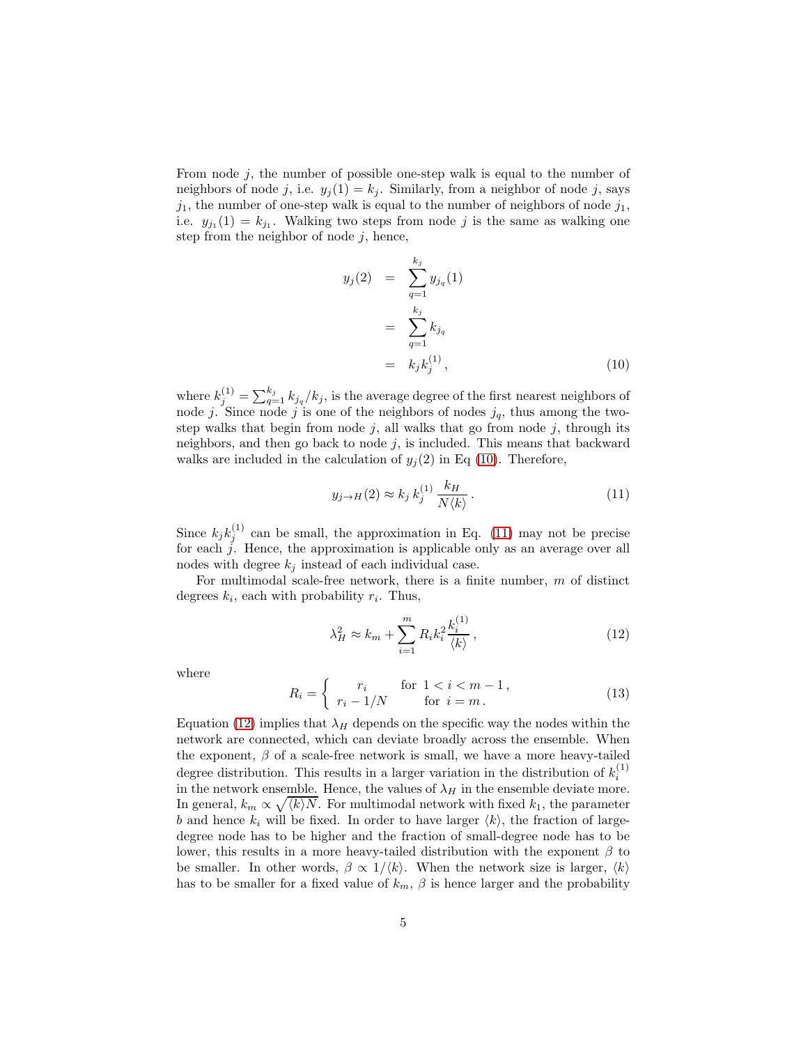From node $j$, the number of possible one-step walk is equal to the number of neighbors of node $j$, i.e. $y_j(1) = k_j$. Similarly, from a neighbor of node $j$, says $j_1$, the number of one-step walk is equal to the number of neighbors of node $j_1$, i.e. $y_{j_1}(1) = k_{j_1}$. Walking two steps from node $j$ is the same as walking one step from the neighbor of node $j$, hence,

$$
\begin{aligned}
y_j(2) &= \sum_{q=1}^{k_j} y_{j_q}(1) \\
&= \sum_{q=1}^{k_j} k_{j_q} \\
&= k_j k_j^{(1)} ,
\end{aligned}
\tag{10}
$$

where $k_j^{(1)} = \sum_{q=1}^{k_j} k_{j_q}/k_j$, is the average degree of the first nearest neighbors of node $j$. Since node $j$ is one of the neighbors of nodes $j_q$, thus among the two-step walks that begin from node $j$, all walks that go from node $j$, through its neighbors, and then go back to node $j$, is included. This means that backward walks are included in the calculation of $y_j(2)$ in Eq (10). Therefore,

$$
y_{j\to H}(2) \approx k_j \, k_j^{(1)} \, \frac{k_H}{N\langle k\rangle} . \tag{11}
$$

Since $k_j k_j^{(1)}$ can be small, the approximation in Eq. (11) may not be precise for each $j$. Hence, the approximation is applicable only as an average over all nodes with degree $k_j$ instead of each individual case.

For multimodal scale-free network, there is a finite number, $m$ of distinct degrees $k_i$, each with probability $r_i$. Thus,

$$
\lambda_H^2 \approx k_m + \sum_{i=1}^{m} R_i k_i^2 \frac{k_i^{(1)}}{\langle k\rangle} , \tag{12}
$$

where

$$
R_i = \left\{ \begin{array}{cc} r_i & \text{for } \; 1 < i < m-1 \, , \\ r_i - 1/N & \text{for } \; i = m \, . \end{array} \right. \tag{13}
$$

Equation (12) implies that $\lambda_H$ depends on the specific way the nodes within the network are connected, which can deviate broadly across the ensemble. When the exponent, $\beta$ of a scale-free network is small, we have a more heavy-tailed degree distribution. This results in a larger variation in the distribution of $k_i^{(1)}$ in the network ensemble. Hence, the values of $\lambda_H$ in the ensemble deviate more. In general, $k_m \propto \sqrt{\langle k\rangle N}$. For multimodal network with fixed $k_1$, the parameter $b$ and hence $k_i$ will be fixed. In order to have larger $\langle k\rangle$, the fraction of large-degree node has to be higher and the fraction of small-degree node has to be lower, this results in a more heavy-tailed distribution with the exponent $\beta$ to be smaller. In other words, $\beta \propto 1/\langle k\rangle$. When the network size is larger, $\langle k\rangle$ has to be smaller for a fixed value of $k_m$, $\beta$ is hence larger and the probability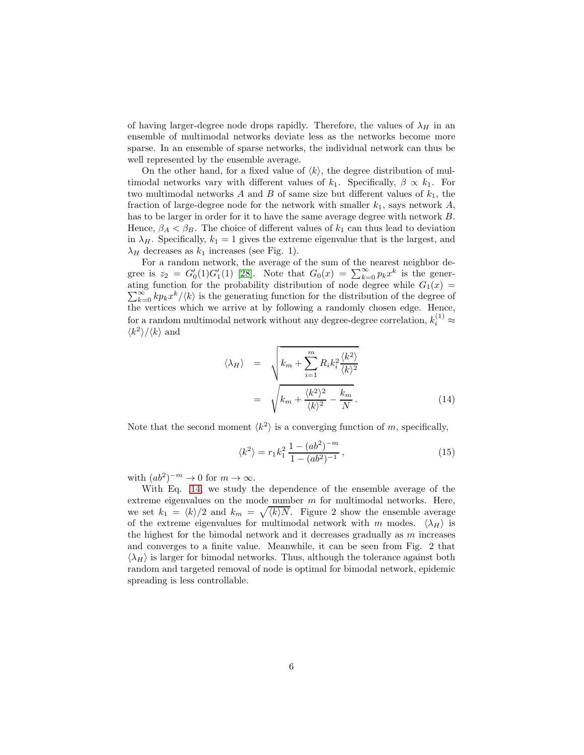of having larger-degree node drops rapidly. Therefore, the values of $\lambda_H$ in an ensemble of multimodal networks deviate less as the networks become more sparse. In an ensemble of sparse networks, the individual network can thus be well represented by the ensemble average.

On the other hand, for a fixed value of $\langle k \rangle$, the degree distribution of multimodal networks vary with different values of $k_1$. Specifically, $\beta \propto k_1$. For two multimodal networks $A$ and $B$ of same size but different values of $k_1$, the fraction of large-degree node for the network with smaller $k_1$, says network $A$, has to be larger in order for it to have the same average degree with network $B$. Hence, $\beta_A < \beta_B$. The choice of different values of $k_1$ can thus lead to deviation in $\lambda_H$. Specifically, $k_1 = 1$ gives the extreme eigenvalue that is the largest, and $\lambda_H$ decreases as $k_1$ increases (see Fig. 1).

For a random network, the average of the sum of the nearest neighbor degree is $z_2 = G_0'(1)G_1'(1)$ [28]. Note that $G_0(x) = \sum_{k=0}^{\infty} p_k x^k$ is the generating function for the probability distribution of node degree while $G_1(x) = \sum_{k=0}^{\infty} k p_k x^k / \langle k \rangle$ is the generating function for the distribution of the degree of the vertices which we arrive at by following a randomly chosen edge. Hence, for a random multimodal network without any degree-degree correlation, $k_i^{(1)} \approx \langle k^2 \rangle / \langle k \rangle$ and

$$
\begin{aligned}
\langle \lambda_H \rangle &= \sqrt{k_m + \sum_{i=1}^{m} R_i k_i^2 \frac{\langle k^2 \rangle}{\langle k \rangle^2}} \\
&= \sqrt{k_m + \frac{\langle k^2 \rangle^2}{\langle k \rangle^2} - \frac{k_m}{N}}\,.
\end{aligned}
\tag{14}
$$

Note that the second moment $\langle k^2 \rangle$ is a converging function of $m$, specifically,

$$
\langle k^2 \rangle = r_1 k_1^2 \, \frac{1 - (ab^2)^{-m}}{1 - (ab^2)^{-1}}\,,
\tag{15}
$$

with $(ab^2)^{-m} \to 0$ for $m \to \infty$.

With Eq. 14, we study the dependence of the ensemble average of the extreme eigenvalues on the mode number $m$ for multimodal networks. Here, we set $k_1 = \langle k \rangle / 2$ and $k_m = \sqrt{\langle k \rangle N}$. Figure 2 show the ensemble average of the extreme eigenvalues for multimodal network with $m$ modes. $\langle \lambda_H \rangle$ is the highest for the bimodal network and it decreases gradually as $m$ increases and converges to a finite value. Meanwhile, it can be seen from Fig. 2 that $\langle \lambda_H \rangle$ is larger for bimodal networks. Thus, although the tolerance against both random and targeted removal of node is optimal for bimodal network, epidemic spreading is less controllable.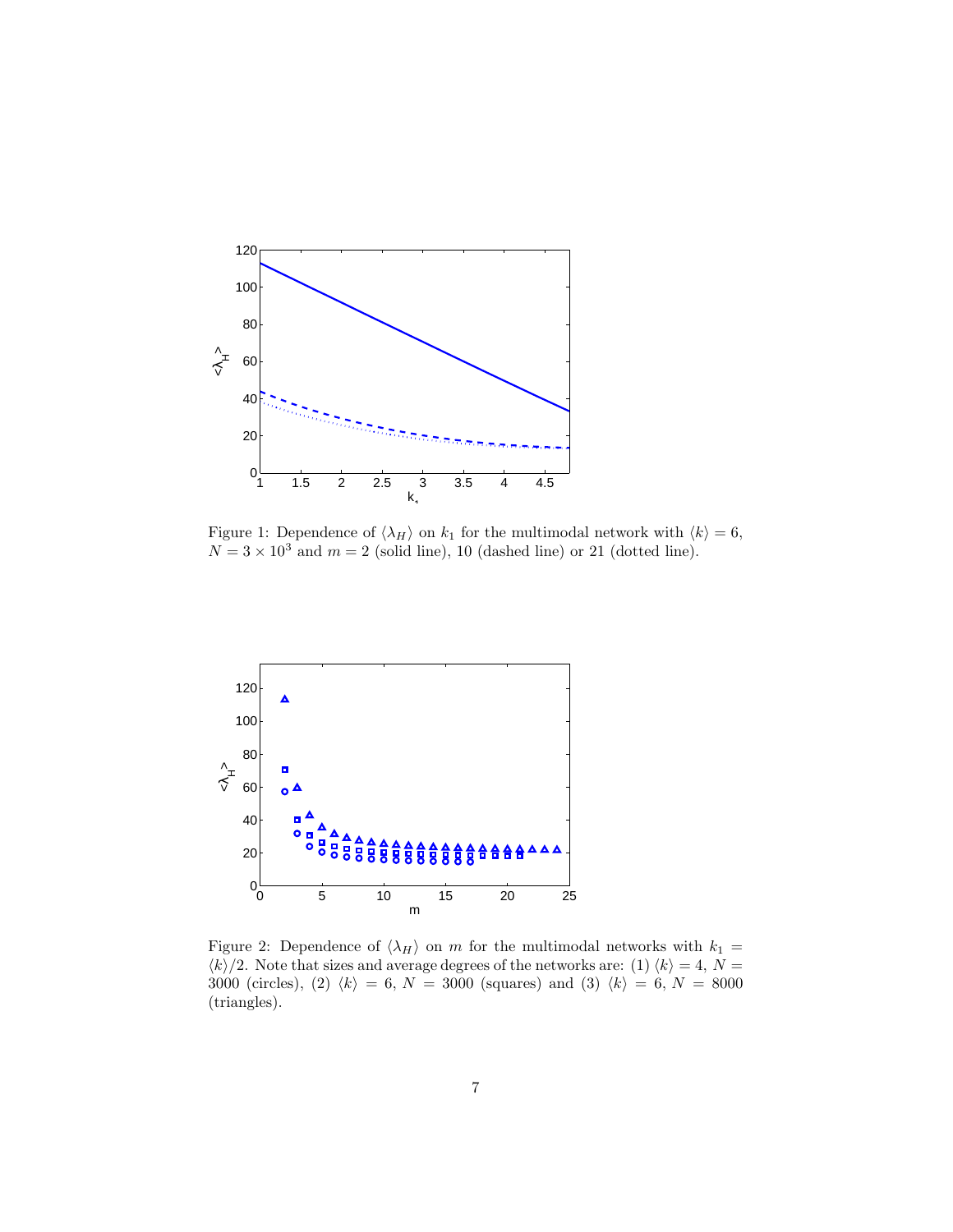Figure 1: Dependence of $\langle \lambda_H \rangle$ on $k_1$ for the multimodal network with $\langle k \rangle = 6$, $N = 3 \times 10^3$ and $m = 2$ (solid line), 10 (dashed line) or 21 (dotted line).

Figure 2: Dependence of $\langle \lambda_H \rangle$ on $m$ for the multimodal networks with $k_1 = \langle k \rangle /2$. Note that sizes and average degrees of the networks are: (1) $\langle k \rangle = 4$, $N = 3000$ (circles), (2) $\langle k \rangle = 6$, $N = 3000$ (squares) and (3) $\langle k \rangle = 6$, $N = 8000$ (triangles).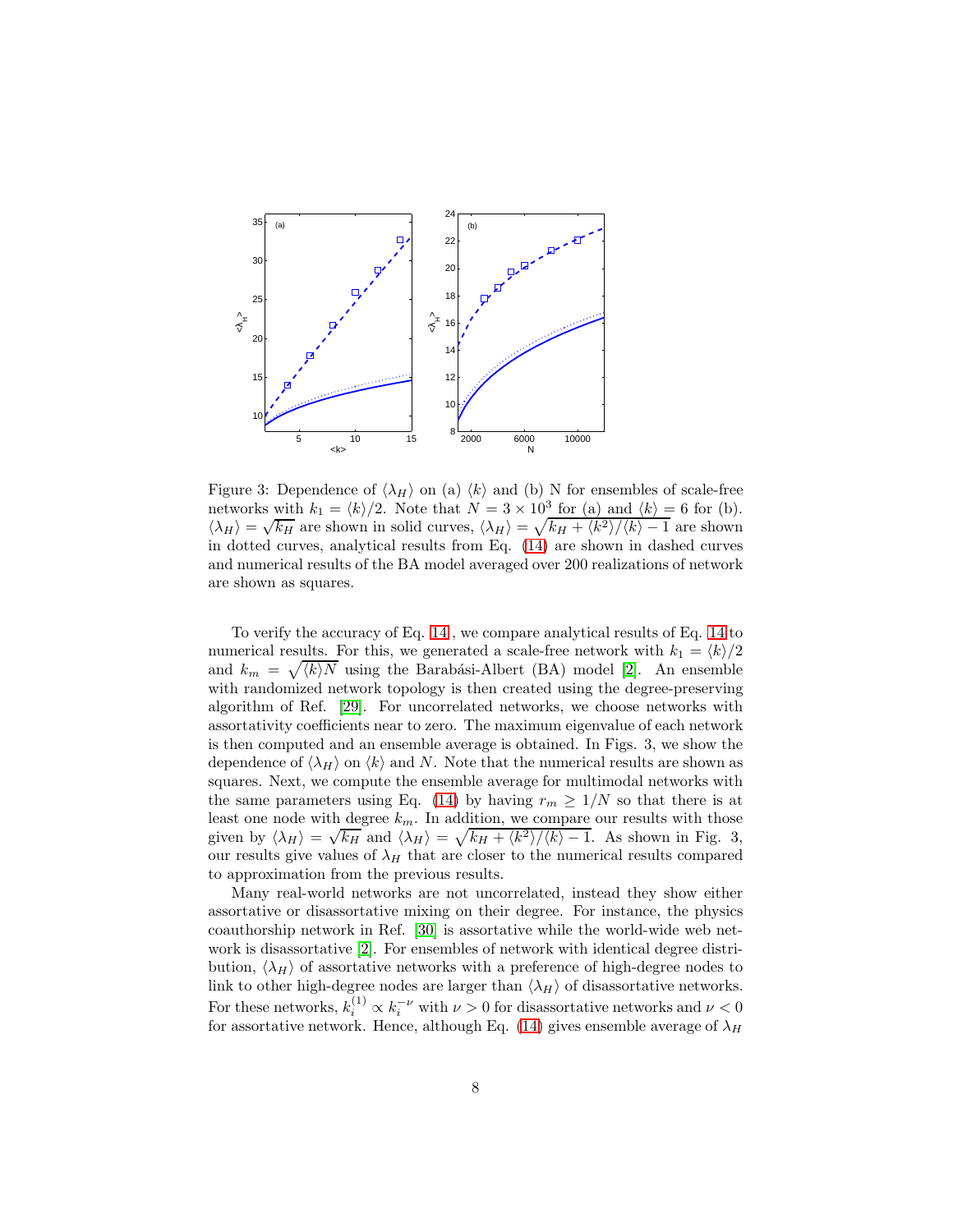Figure 3: Dependence of $\langle \lambda_H \rangle$ on (a) $\langle k \rangle$ and (b) N for ensembles of scale-free networks with $k_1 = \langle k \rangle/2$. Note that $N = 3 \times 10^3$ for (a) and $\langle k \rangle = 6$ for (b). $\langle \lambda_H \rangle = \sqrt{k_H}$ are shown in solid curves, $\langle \lambda_H \rangle = \sqrt{k_H + \langle k^2 \rangle / \langle k \rangle - 1}$ are shown in dotted curves, analytical results from Eq. (14) are shown in dashed curves and numerical results of the BA model averaged over 200 realizations of network are shown as squares.

To verify the accuracy of Eq. 14, we compare analytical results of Eq. 14 to numerical results. For this, we generated a scale-free network with $k_1 = \langle k \rangle/2$ and $k_m = \sqrt{\langle k \rangle N}$ using the Barabási-Albert (BA) model [2]. An ensemble with randomized network topology is then created using the degree-preserving algorithm of Ref. [29]. For uncorrelated networks, we choose networks with assortativity coefficients near to zero. The maximum eigenvalue of each network is then computed and an ensemble average is obtained. In Figs. 3, we show the dependence of $\langle \lambda_H \rangle$ on $\langle k \rangle$ and $N$. Note that the numerical results are shown as squares. Next, we compute the ensemble average for multimodal networks with the same parameters using Eq. (14) by having $r_m \geq 1/N$ so that there is at least one node with degree $k_m$. In addition, we compare our results with those given by $\langle \lambda_H \rangle = \sqrt{k_H}$ and $\langle \lambda_H \rangle = \sqrt{k_H + \langle k^2 \rangle / \langle k \rangle - 1}$. As shown in Fig. 3, our results give values of $\lambda_H$ that are closer to the numerical results compared to approximation from the previous results.

Many real-world networks are not uncorrelated, instead they show either assortative or disassortative mixing on their degree. For instance, the physics coauthorship network in Ref. [30] is assortative while the world-wide web network is disassortative [2]. For ensembles of network with identical degree distribution, $\langle \lambda_H \rangle$ of assortative networks with a preference of high-degree nodes to link to other high-degree nodes are larger than $\langle \lambda_H \rangle$ of disassortative networks. For these networks, $k_i^{(1)} \propto k_i^{-\nu}$ with $\nu > 0$ for disassortative networks and $\nu < 0$ for assortative network. Hence, although Eq. (14) gives ensemble average of $\lambda_H$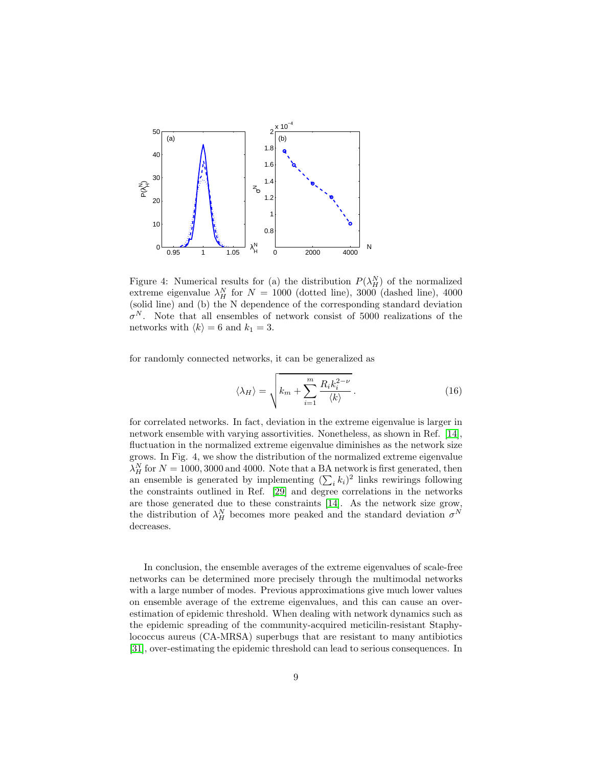Figure 4: Numerical results for (a) the distribution $P(\lambda_H^N)$ of the normalized extreme eigenvalue $\lambda_H^N$ for $N = 1000$ (dotted line), 3000 (dashed line), 4000 (solid line) and (b) the N dependence of the corresponding standard deviation $\sigma^N$. Note that all ensembles of network consist of 5000 realizations of the networks with $\langle k \rangle = 6$ and $k_1 = 3$.

for randomly connected networks, it can be generalized as

$$\langle \lambda_H \rangle = \sqrt{k_m + \sum_{i=1}^{m} \frac{R_i k_i^{2-\nu}}{\langle k \rangle}}\,. \tag{16}$$

for correlated networks. In fact, deviation in the extreme eigenvalue is larger in network ensemble with varying assortivities. Nonetheless, as shown in Ref. [14], fluctuation in the normalized extreme eigenvalue diminishes as the network size grows. In Fig. 4, we show the distribution of the normalized extreme eigenvalue $\lambda_H^N$ for $N = 1000, 3000$ and 4000. Note that a BA network is first generated, then an ensemble is generated by implementing $(\sum_i k_i)^2$ links rewirings following the constraints outlined in Ref. [29] and degree correlations in the networks are those generated due to these constraints [14]. As the network size grow, the distribution of $\lambda_H^N$ becomes more peaked and the standard deviation $\sigma^N$ decreases.

In conclusion, the ensemble averages of the extreme eigenvalues of scale-free networks can be determined more precisely through the multimodal networks with a large number of modes. Previous approximations give much lower values on ensemble average of the extreme eigenvalues, and this can cause an over-estimation of epidemic threshold. When dealing with network dynamics such as the epidemic spreading of the community-acquired meticilin-resistant Staphylococcus aureus (CA-MRSA) superbugs that are resistant to many antibiotics [31], over-estimating the epidemic threshold can lead to serious consequences. In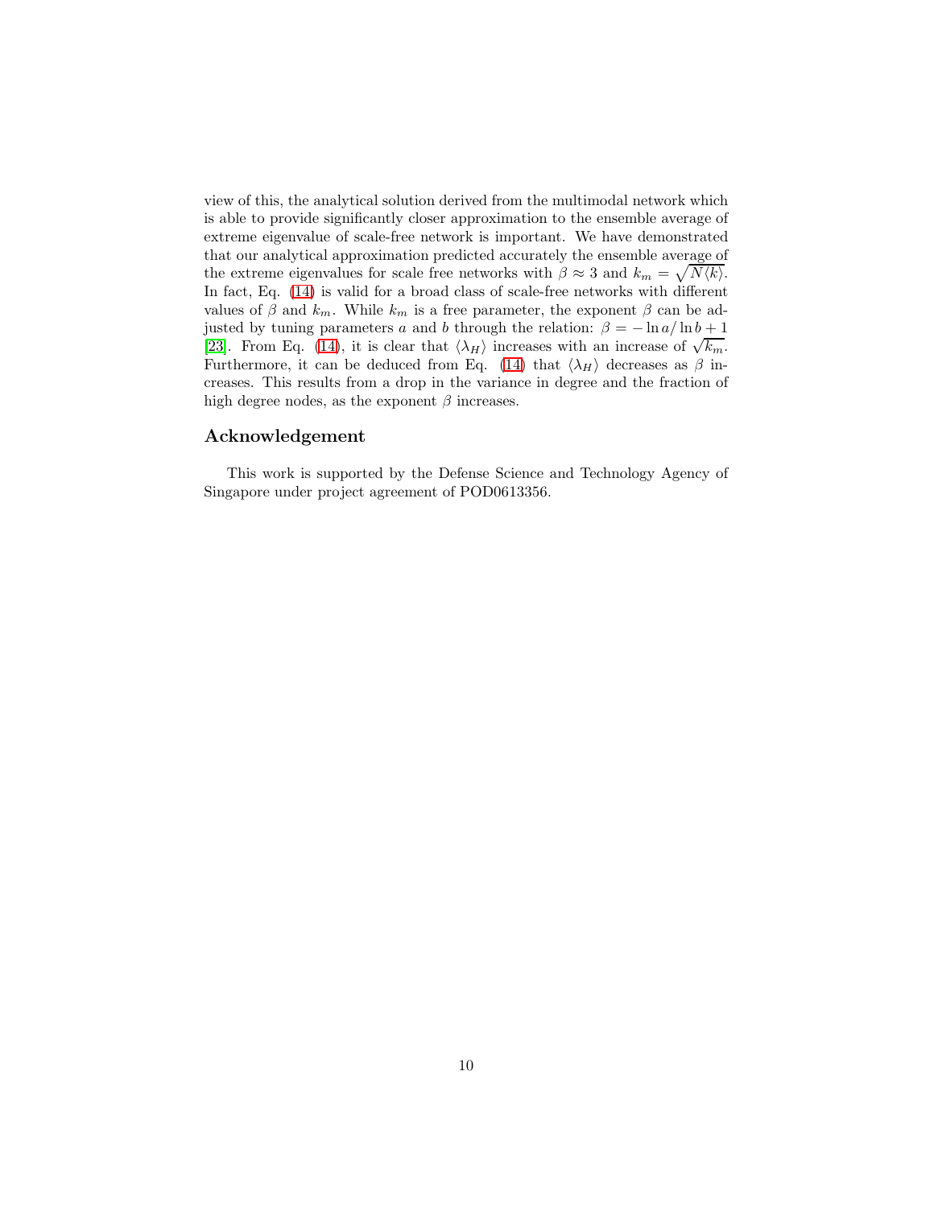view of this, the analytical solution derived from the multimodal network which is able to provide significantly closer approximation to the ensemble average of extreme eigenvalue of scale-free network is important. We have demonstrated that our analytical approximation predicted accurately the ensemble average of the extreme eigenvalues for scale free networks with $\beta \approx 3$ and $k_m = \sqrt{N\langle k \rangle}$. In fact, Eq. (14) is valid for a broad class of scale-free networks with different values of $\beta$ and $k_m$. While $k_m$ is a free parameter, the exponent $\beta$ can be adjusted by tuning parameters $a$ and $b$ through the relation: $\beta = -\ln a / \ln b + 1$ [23]. From Eq. (14), it is clear that $\langle \lambda_H \rangle$ increases with an increase of $\sqrt{k_m}$. Furthermore, it can be deduced from Eq. (14) that $\langle \lambda_H \rangle$ decreases as $\beta$ increases. This results from a drop in the variance in degree and the fraction of high degree nodes, as the exponent $\beta$ increases.

## Acknowledgement

This work is supported by the Defense Science and Technology Agency of Singapore under project agreement of POD0613356.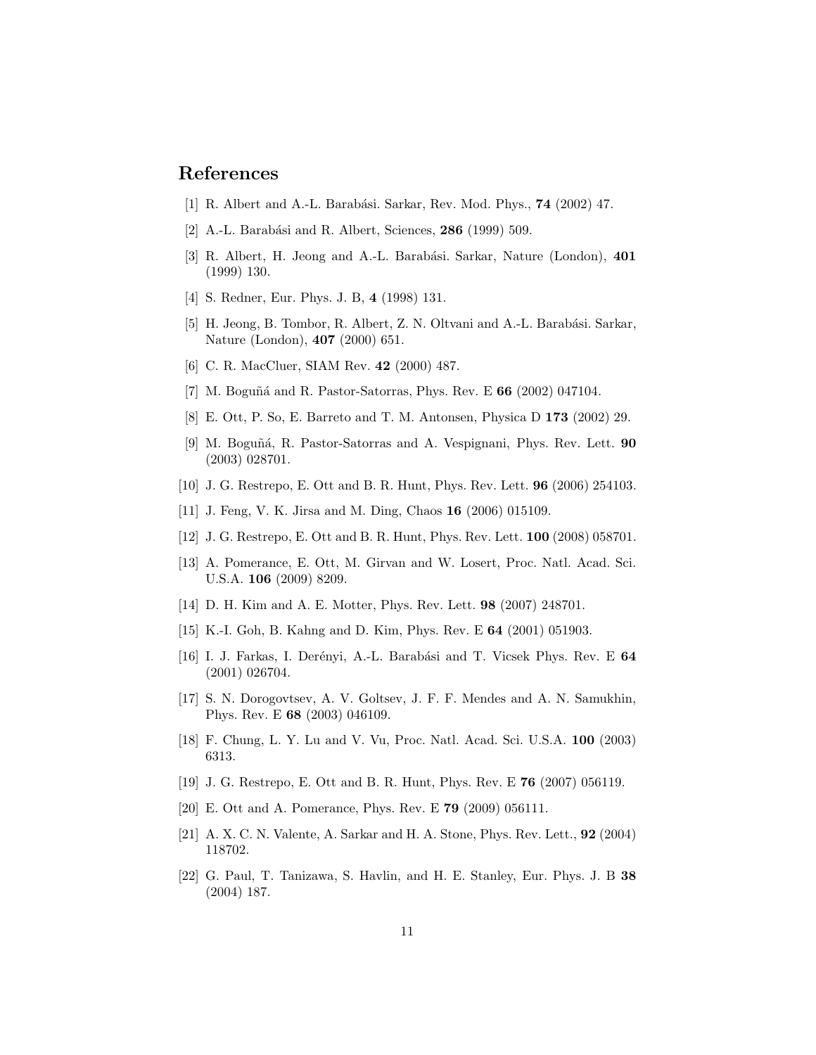## References

[1] R. Albert and A.-L. Barabási. Sarkar, Rev. Mod. Phys., **74** (2002) 47.

[2] A.-L. Barabási and R. Albert, Sciences, **286** (1999) 509.

[3] R. Albert, H. Jeong and A.-L. Barabási. Sarkar, Nature (London), **401** (1999) 130.

[4] S. Redner, Eur. Phys. J. B, **4** (1998) 131.

[5] H. Jeong, B. Tombor, R. Albert, Z. N. Oltvani and A.-L. Barabási. Sarkar, Nature (London), **407** (2000) 651.

[6] C. R. MacCluer, SIAM Rev. **42** (2000) 487.

[7] M. Boguñá and R. Pastor-Satorras, Phys. Rev. E **66** (2002) 047104.

[8] E. Ott, P. So, E. Barreto and T. M. Antonsen, Physica D **173** (2002) 29.

[9] M. Boguñá, R. Pastor-Satorras and A. Vespignani, Phys. Rev. Lett. **90** (2003) 028701.

[10] J. G. Restrepo, E. Ott and B. R. Hunt, Phys. Rev. Lett. **96** (2006) 254103.

[11] J. Feng, V. K. Jirsa and M. Ding, Chaos **16** (2006) 015109.

[12] J. G. Restrepo, E. Ott and B. R. Hunt, Phys. Rev. Lett. **100** (2008) 058701.

[13] A. Pomerance, E. Ott, M. Girvan and W. Losert, Proc. Natl. Acad. Sci. U.S.A. **106** (2009) 8209.

[14] D. H. Kim and A. E. Motter, Phys. Rev. Lett. **98** (2007) 248701.

[15] K.-I. Goh, B. Kahng and D. Kim, Phys. Rev. E **64** (2001) 051903.

[16] I. J. Farkas, I. Derényi, A.-L. Barabási and T. Vicsek Phys. Rev. E **64** (2001) 026704.

[17] S. N. Dorogovtsev, A. V. Goltsev, J. F. F. Mendes and A. N. Samukhin, Phys. Rev. E **68** (2003) 046109.

[18] F. Chung, L. Y. Lu and V. Vu, Proc. Natl. Acad. Sci. U.S.A. **100** (2003) 6313.

[19] J. G. Restrepo, E. Ott and B. R. Hunt, Phys. Rev. E **76** (2007) 056119.

[20] E. Ott and A. Pomerance, Phys. Rev. E **79** (2009) 056111.

[21] A. X. C. N. Valente, A. Sarkar and H. A. Stone, Phys. Rev. Lett., **92** (2004) 118702.

[22] G. Paul, T. Tanizawa, S. Havlin, and H. E. Stanley, Eur. Phys. J. B **38** (2004) 187.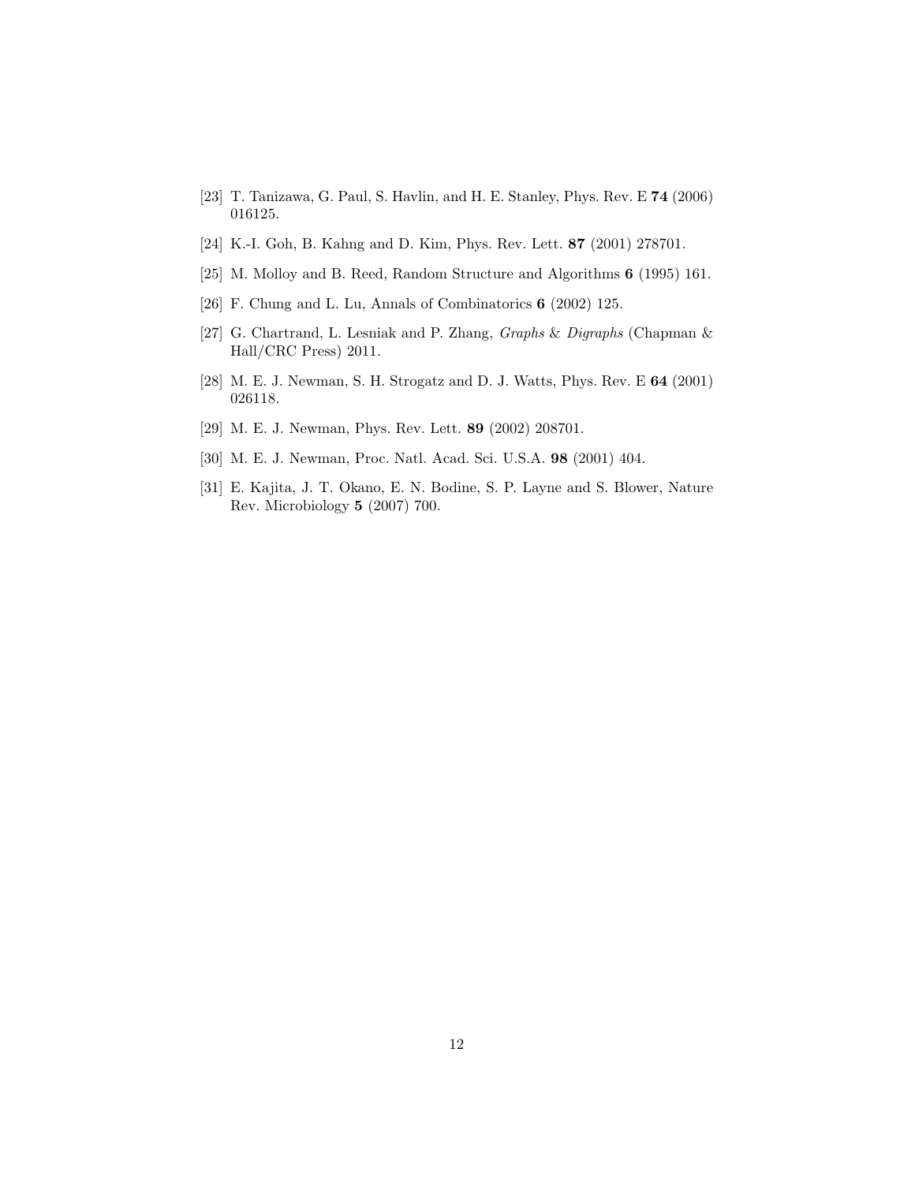[23] T. Tanizawa, G. Paul, S. Havlin, and H. E. Stanley, Phys. Rev. E **74** (2006) 016125.

[24] K.-I. Goh, B. Kahng and D. Kim, Phys. Rev. Lett. **87** (2001) 278701.

[25] M. Molloy and B. Reed, Random Structure and Algorithms **6** (1995) 161.

[26] F. Chung and L. Lu, Annals of Combinatorics **6** (2002) 125.

[27] G. Chartrand, L. Lesniak and P. Zhang, *Graphs* & *Digraphs* (Chapman & Hall/CRC Press) 2011.

[28] M. E. J. Newman, S. H. Strogatz and D. J. Watts, Phys. Rev. E **64** (2001) 026118.

[29] M. E. J. Newman, Phys. Rev. Lett. **89** (2002) 208701.

[30] M. E. J. Newman, Proc. Natl. Acad. Sci. U.S.A. **98** (2001) 404.

[31] E. Kajita, J. T. Okano, E. N. Bodine, S. P. Layne and S. Blower, Nature Rev. Microbiology **5** (2007) 700.